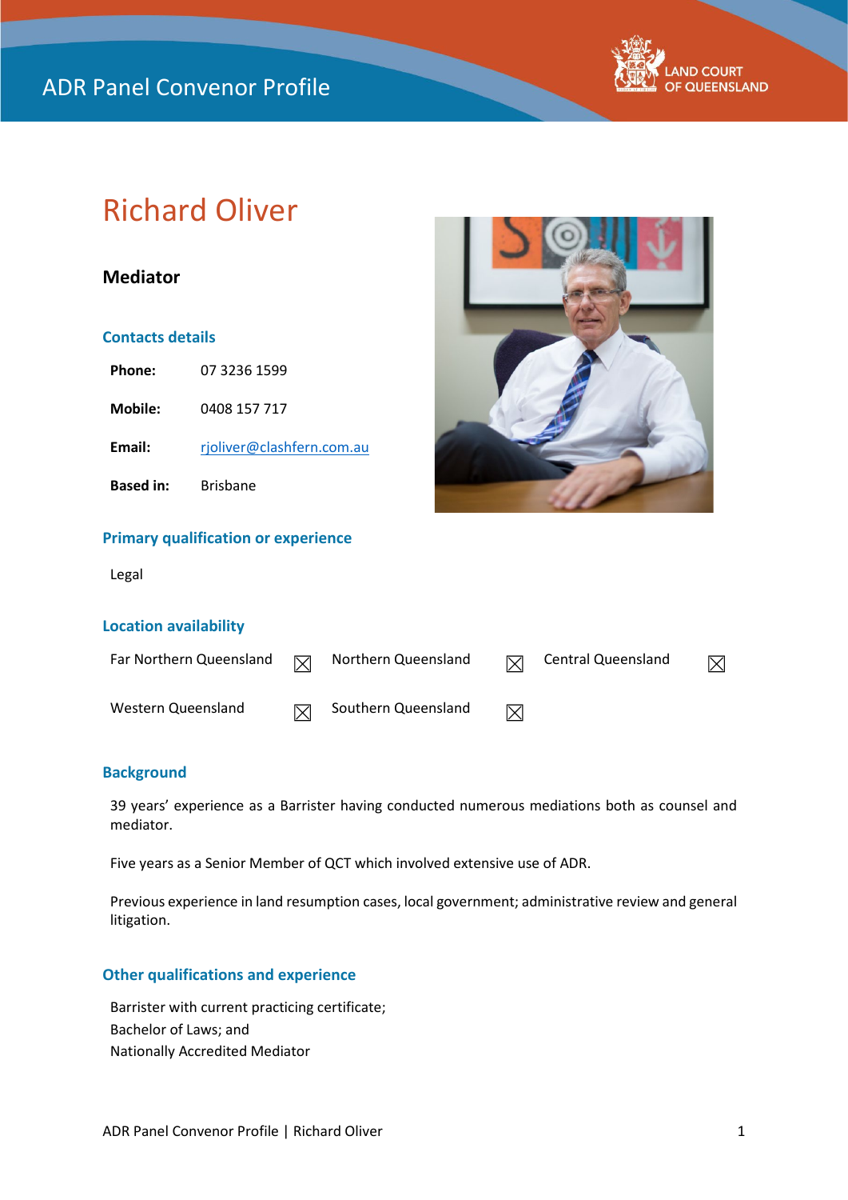ADR Panel Convenor Profile

LAND COURT OF QUEENSLAND

# Richard Oliver

**Mediator**

## Contacts details

| | |
|---|---|
| **Phone:** | 07 3236 1599 |
| **Mobile:** | 0408 157 717 |
| **Email:** | rjoliver@clashfern.com.au |
| **Based in:** | Brisbane |

## Primary qualification or experience

Legal

## Location availability

| | | | | | |
|---|---|---|---|---|---|
| Far Northern Queensland | ☒ | Northern Queensland | ☒ | Central Queensland | ☒ |
| Western Queensland | ☒ | Southern Queensland | ☒ | | |

## Background

39 years' experience as a Barrister having conducted numerous mediations both as counsel and mediator.

Five years as a Senior Member of QCT which involved extensive use of ADR.

Previous experience in land resumption cases, local government; administrative review and general litigation.

## Other qualifications and experience

Barrister with current practicing certificate;
Bachelor of Laws; and
Nationally Accredited Mediator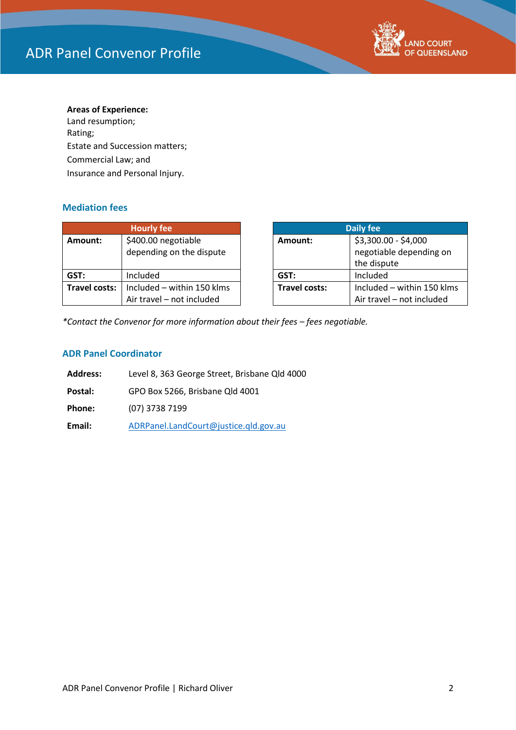**Areas of Experience:**
Land resumption;
Rating;
Estate and Succession matters;
Commercial Law; and
Insurance and Personal Injury.

## Mediation fees

| Hourly fee | |
|---|---|
| **Amount:** | $400.00 negotiable depending on the dispute |
| **GST:** | Included |
| **Travel costs:** | Included – within 150 klms<br>Air travel – not included |

| Daily fee | |
|---|---|
| **Amount:** | $3,300.00 - $4,000 negotiable depending on the dispute |
| **GST:** | Included |
| **Travel costs:** | Included – within 150 klms<br>Air travel – not included |

*\*Contact the Convenor for more information about their fees – fees negotiable.*

## ADR Panel Coordinator

**Address:** Level 8, 363 George Street, Brisbane Qld 4000

**Postal:** GPO Box 5266, Brisbane Qld 4001

**Phone:** (07) 3738 7199

**Email:** ADRPanel.LandCourt@justice.qld.gov.au